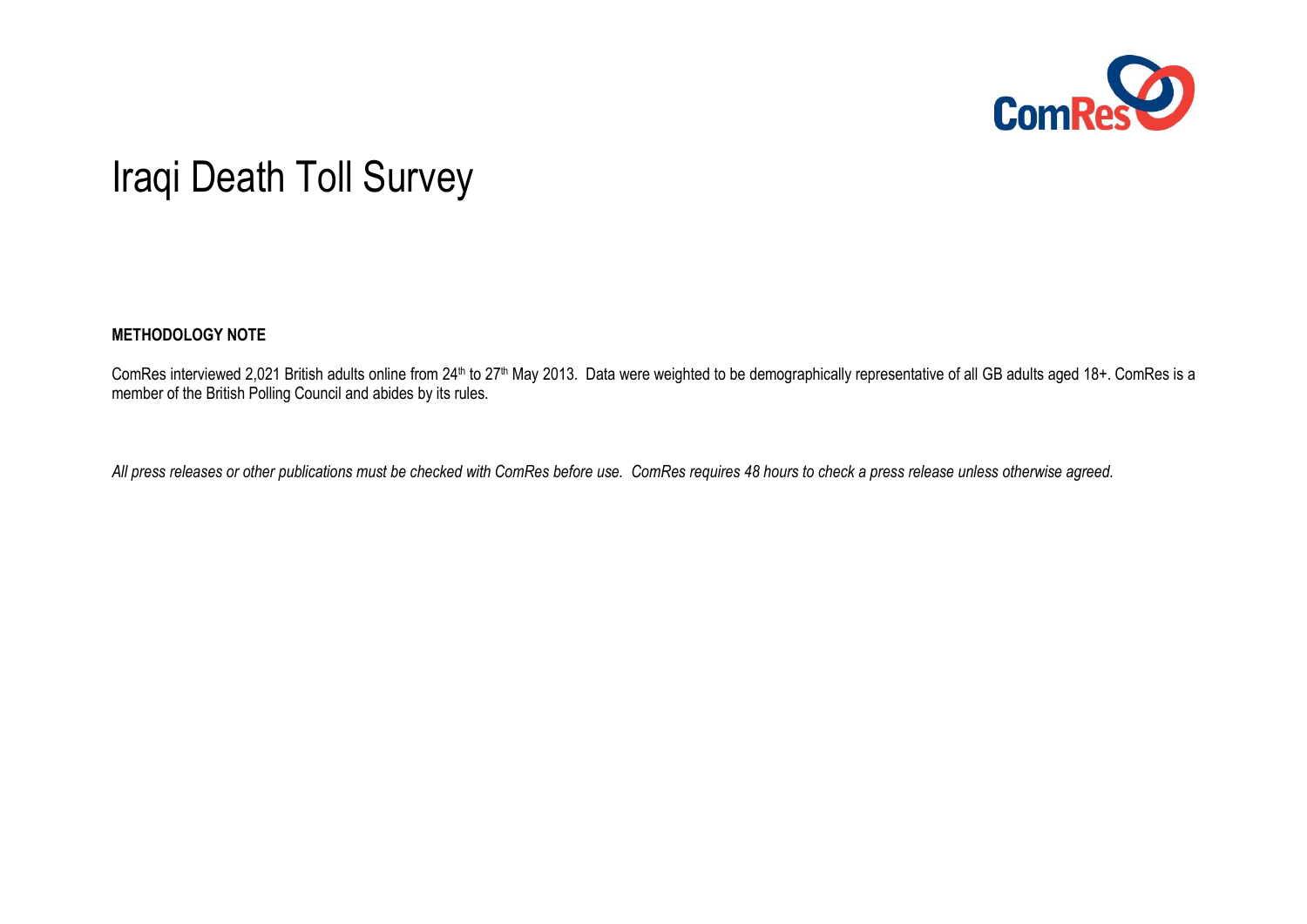# Iraqi Death Toll Survey

**METHODOLOGY NOTE**

ComRes interviewed 2,021 British adults online from 24th to 27th May 2013. Data were weighted to be demographically representative of all GB adults aged 18+. ComRes is a member of the British Polling Council and abides by its rules.

*All press releases or other publications must be checked with ComRes before use. ComRes requires 48 hours to check a press release unless otherwise agreed.*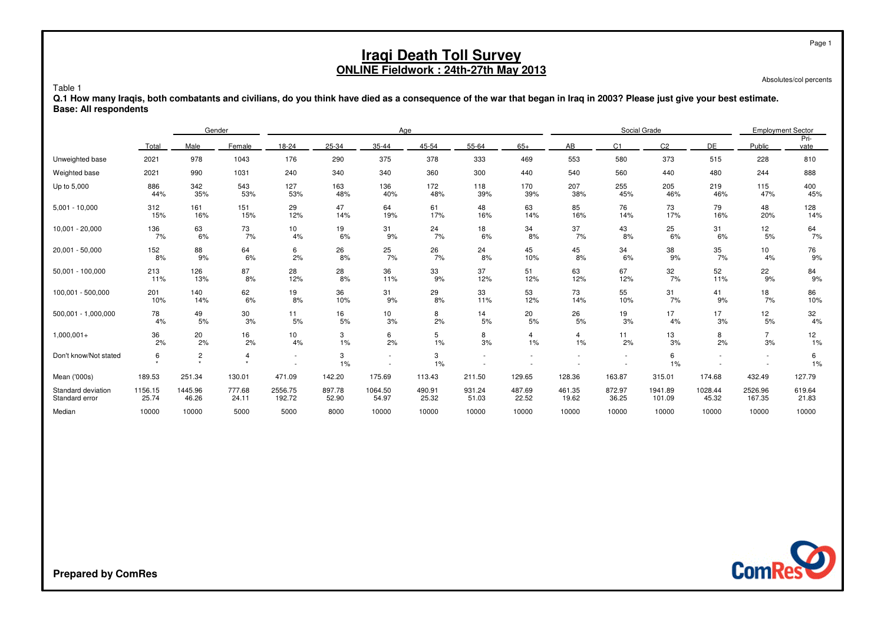# Iraqi Death Toll Survey
## ONLINE Fieldwork : 24th-27th May 2013

Absolutes/col percents

Table 1

**Q.1 How many Iraqis, both combatants and civilians, do you think have died as a consequence of the war that began in Iraq in 2003? Please just give your best estimate.**
**Base: All respondents**

| | | Gender | | Age | | | | | | Social Grade | | | | Employment Sector | |
|---|---|---|---|---|---|---|---|---|---|---|---|---|---|---|---|
| | Total | Male | Female | 18-24 | 25-34 | 35-44 | 45-54 | 55-64 | 65+ | AB | C1 | C2 | DE | Public | Private |
| Unweighted base | 2021 | 978 | 1043 | 176 | 290 | 375 | 378 | 333 | 469 | 553 | 580 | 373 | 515 | 228 | 810 |
| Weighted base | 2021 | 990 | 1031 | 240 | 340 | 340 | 360 | 300 | 440 | 540 | 560 | 440 | 480 | 244 | 888 |
| Up to 5,000 | 886 | 342 | 543 | 127 | 163 | 136 | 172 | 118 | 170 | 207 | 255 | 205 | 219 | 115 | 400 |
| | 44% | 35% | 53% | 53% | 48% | 40% | 48% | 39% | 39% | 38% | 45% | 46% | 46% | 47% | 45% |
| 5,001 - 10,000 | 312 | 161 | 151 | 29 | 47 | 64 | 61 | 48 | 63 | 85 | 76 | 73 | 79 | 48 | 128 |
| | 15% | 16% | 15% | 12% | 14% | 19% | 17% | 16% | 14% | 16% | 14% | 17% | 16% | 20% | 14% |
| 10,001 - 20,000 | 136 | 63 | 73 | 10 | 19 | 31 | 24 | 18 | 34 | 37 | 43 | 25 | 31 | 12 | 64 |
| | 7% | 6% | 7% | 4% | 6% | 9% | 7% | 6% | 8% | 7% | 8% | 6% | 6% | 5% | 7% |
| 20,001 - 50,000 | 152 | 88 | 64 | 6 | 26 | 25 | 26 | 24 | 45 | 45 | 34 | 38 | 35 | 10 | 76 |
| | 8% | 9% | 6% | 2% | 8% | 7% | 7% | 8% | 10% | 8% | 6% | 9% | 7% | 4% | 9% |
| 50,001 - 100,000 | 213 | 126 | 87 | 28 | 28 | 36 | 33 | 37 | 51 | 63 | 67 | 32 | 52 | 22 | 84 |
| | 11% | 13% | 8% | 12% | 8% | 11% | 9% | 12% | 12% | 12% | 12% | 7% | 11% | 9% | 9% |
| 100,001 - 500,000 | 201 | 140 | 62 | 19 | 36 | 31 | 29 | 33 | 53 | 73 | 55 | 31 | 41 | 18 | 86 |
| | 10% | 14% | 6% | 8% | 10% | 9% | 8% | 11% | 12% | 14% | 10% | 7% | 9% | 7% | 10% |
| 500,001 - 1,000,000 | 78 | 49 | 30 | 11 | 16 | 10 | 8 | 14 | 20 | 26 | 19 | 17 | 17 | 12 | 32 |
| | 4% | 5% | 3% | 5% | 5% | 3% | 2% | 5% | 5% | 5% | 3% | 4% | 3% | 5% | 4% |
| 1,000,001+ | 36 | 20 | 16 | 10 | 3 | 6 | 5 | 8 | 4 | 4 | 11 | 13 | 8 | 7 | 12 |
| | 2% | 2% | 2% | 4% | 1% | 2% | 1% | 3% | 1% | 1% | 2% | 3% | 2% | 3% | 1% |
| Don't know/Not stated | 6 | 2 | 4 | - | 3 | - | 3 | - | - | - | - | 6 | - | - | 6 |
| | * | * | * | - | 1% | - | 1% | - | - | - | - | 1% | - | - | 1% |
| Mean ('000s) | 189.53 | 251.34 | 130.01 | 471.09 | 142.20 | 175.69 | 113.43 | 211.50 | 129.65 | 128.36 | 163.87 | 315.01 | 174.68 | 432.49 | 127.79 |
| Standard deviation | 1156.15 | 1445.96 | 777.68 | 2556.75 | 897.78 | 1064.50 | 490.91 | 931.24 | 487.69 | 461.35 | 872.97 | 1941.89 | 1028.44 | 2526.96 | 619.64 |
| Standard error | 25.74 | 46.26 | 24.11 | 192.72 | 52.90 | 54.97 | 25.32 | 51.03 | 22.52 | 19.62 | 36.25 | 101.09 | 45.32 | 167.35 | 21.83 |
| Median | 10000 | 10000 | 5000 | 5000 | 8000 | 10000 | 10000 | 10000 | 10000 | 10000 | 10000 | 10000 | 10000 | 10000 | 10000 |

**Prepared by ComRes**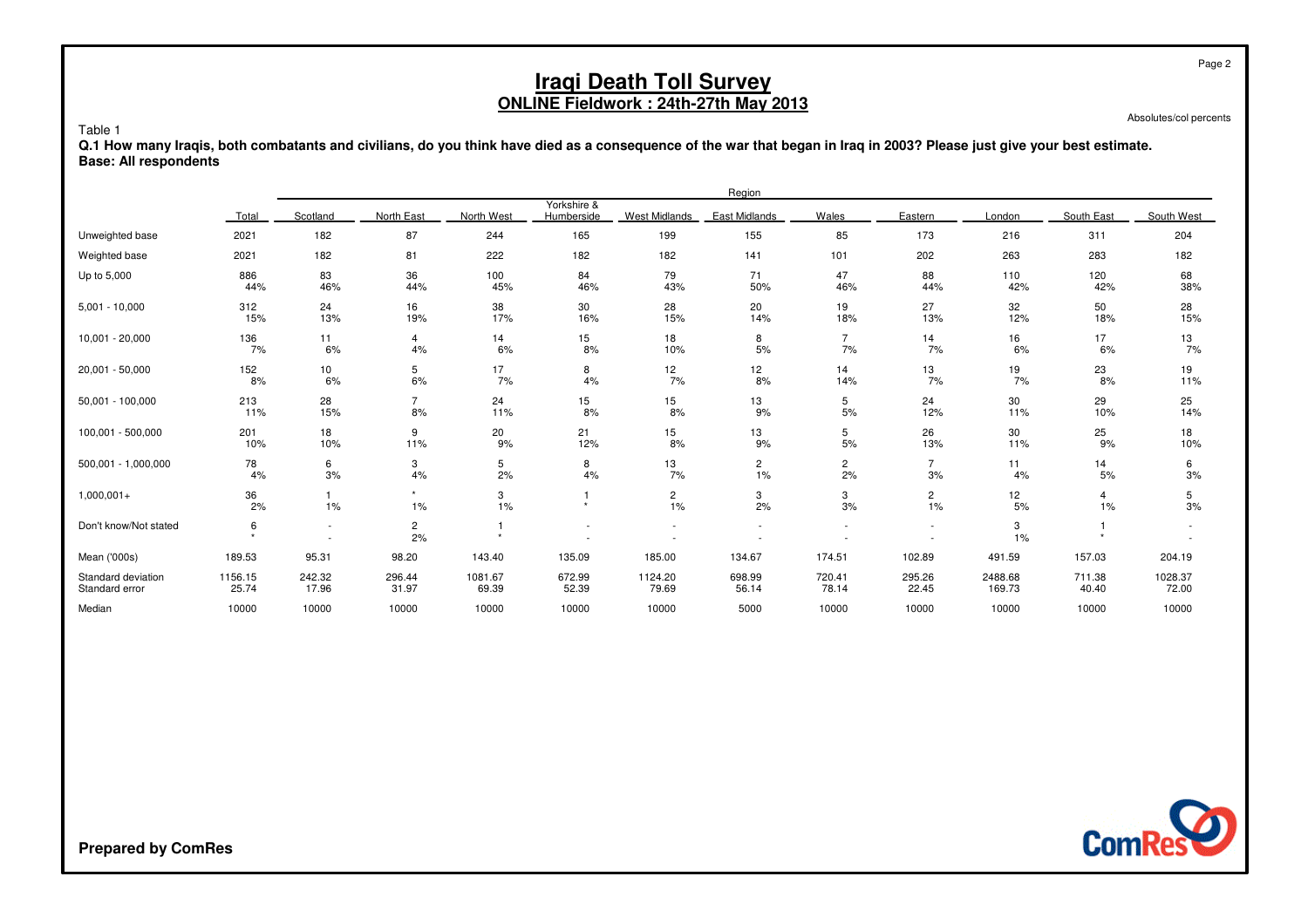# Iraqi Death Toll Survey

## ONLINE Fieldwork : 24th-27th May 2013

Absolutes/col percents

Table 1

**Q.1 How many Iraqis, both combatants and civilians, do you think have died as a consequence of the war that began in Iraq in 2003? Please just give your best estimate.**
**Base: All respondents**

| | | Region | | | | | | | | | | |
|---|---|---|---|---|---|---|---|---|---|---|---|---|
| | Total | Scotland | North East | North West | Yorkshire & Humberside | West Midlands | East Midlands | Wales | Eastern | London | South East | South West |
| Unweighted base | 2021 | 182 | 87 | 244 | 165 | 199 | 155 | 85 | 173 | 216 | 311 | 204 |
| Weighted base | 2021 | 182 | 81 | 222 | 182 | 182 | 141 | 101 | 202 | 263 | 283 | 182 |
| Up to 5,000 | 886 | 83 | 36 | 100 | 84 | 79 | 71 | 47 | 88 | 110 | 120 | 68 |
| | 44% | 46% | 44% | 45% | 46% | 43% | 50% | 46% | 44% | 42% | 42% | 38% |
| 5,001 - 10,000 | 312 | 24 | 16 | 38 | 30 | 28 | 20 | 19 | 27 | 32 | 50 | 28 |
| | 15% | 13% | 19% | 17% | 16% | 15% | 14% | 18% | 13% | 12% | 18% | 15% |
| 10,001 - 20,000 | 136 | 11 | 4 | 14 | 15 | 18 | 8 | 7 | 14 | 16 | 17 | 13 |
| | 7% | 6% | 4% | 6% | 8% | 10% | 5% | 7% | 7% | 6% | 6% | 7% |
| 20,001 - 50,000 | 152 | 10 | 5 | 17 | 8 | 12 | 12 | 14 | 13 | 19 | 23 | 19 |
| | 8% | 6% | 6% | 7% | 4% | 7% | 8% | 14% | 7% | 7% | 8% | 11% |
| 50,001 - 100,000 | 213 | 28 | 7 | 24 | 15 | 15 | 13 | 5 | 24 | 30 | 29 | 25 |
| | 11% | 15% | 8% | 11% | 8% | 8% | 9% | 5% | 12% | 11% | 10% | 14% |
| 100,001 - 500,000 | 201 | 18 | 9 | 20 | 21 | 15 | 13 | 5 | 26 | 30 | 25 | 18 |
| | 10% | 10% | 11% | 9% | 12% | 8% | 9% | 5% | 13% | 11% | 9% | 10% |
| 500,001 - 1,000,000 | 78 | 6 | 3 | 5 | 8 | 13 | 2 | 2 | 7 | 11 | 14 | 6 |
| | 4% | 3% | 4% | 2% | 4% | 7% | 1% | 2% | 3% | 4% | 5% | 3% |
| 1,000,001+ | 36 | 1 | * | 3 | 1 | 2 | 3 | 3 | 2 | 12 | 4 | 5 |
| | 2% | 1% | 1% | 1% | * | 1% | 2% | 3% | 1% | 5% | 1% | 3% |
| Don't know/Not stated | 6 | - | 2 | 1 | - | - | - | - | - | 3 | 1 | - |
| | * | - | 2% | * | - | - | - | - | - | 1% | * | - |
| Mean ('000s) | 189.53 | 95.31 | 98.20 | 143.40 | 135.09 | 185.00 | 134.67 | 174.51 | 102.89 | 491.59 | 157.03 | 204.19 |
| Standard deviation | 1156.15 | 242.32 | 296.44 | 1081.67 | 672.99 | 1124.20 | 698.99 | 720.41 | 295.26 | 2488.68 | 711.38 | 1028.37 |
| Standard error | 25.74 | 17.96 | 31.97 | 69.39 | 52.39 | 79.69 | 56.14 | 78.14 | 22.45 | 169.73 | 40.40 | 72.00 |
| Median | 10000 | 10000 | 10000 | 10000 | 10000 | 10000 | 5000 | 10000 | 10000 | 10000 | 10000 | 10000 |

**Prepared by ComRes**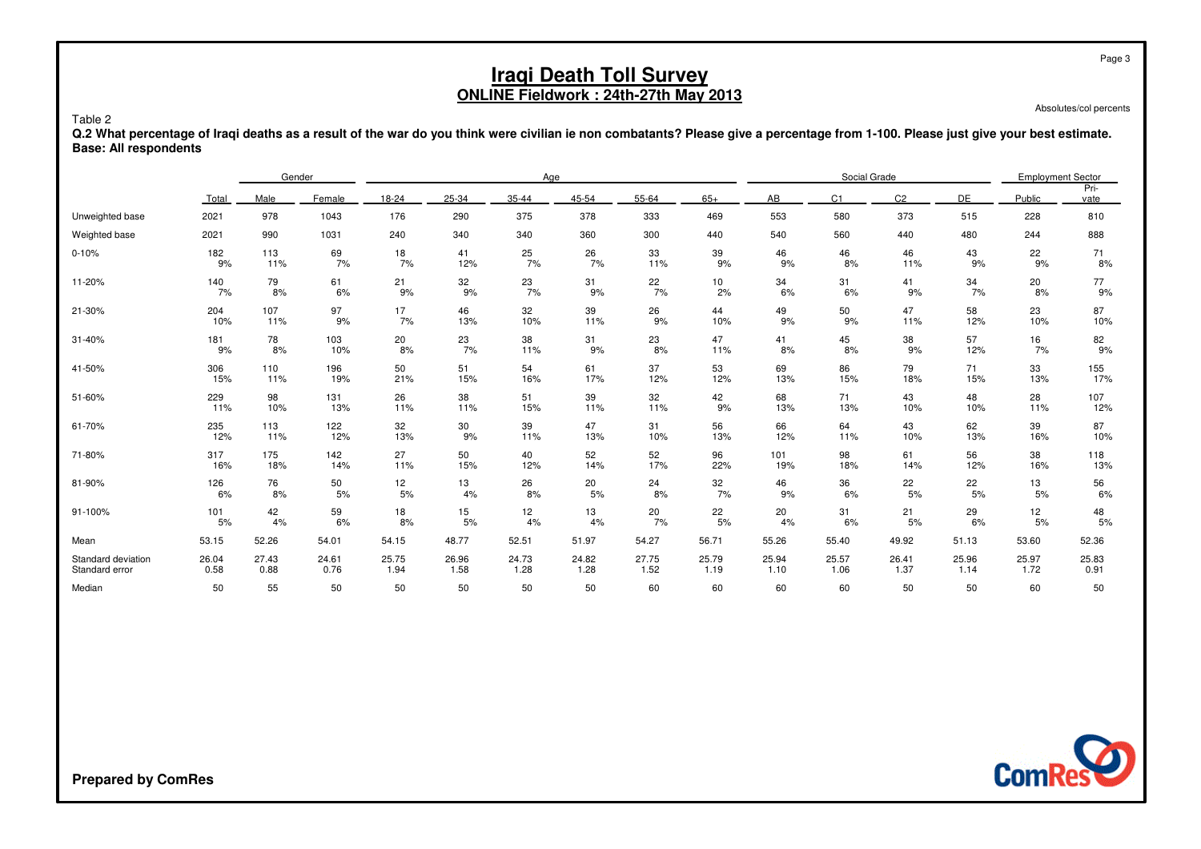# Iraqi Death Toll Survey

**ONLINE Fieldwork : 24th-27th May 2013**

Absolutes/col percents

Table 2

**Q.2 What percentage of Iraqi deaths as a result of the war do you think were civilian ie non combatants? Please give a percentage from 1-100. Please just give your best estimate.**
**Base: All respondents**

| | | Gender | | Age | | | | | | Social Grade | | | | Employment Sector | |
|---|---|---|---|---|---|---|---|---|---|---|---|---|---|---|---|
| | Total | Male | Female | 18-24 | 25-34 | 35-44 | 45-54 | 55-64 | 65+ | AB | C1 | C2 | DE | Public | Pri-vate |
| Unweighted base | 2021 | 978 | 1043 | 176 | 290 | 375 | 378 | 333 | 469 | 553 | 580 | 373 | 515 | 228 | 810 |
| Weighted base | 2021 | 990 | 1031 | 240 | 340 | 340 | 360 | 300 | 440 | 540 | 560 | 440 | 480 | 244 | 888 |
| 0-10% | 182 | 113 | 69 | 18 | 41 | 25 | 26 | 33 | 39 | 46 | 46 | 46 | 43 | 22 | 71 |
| | 9% | 11% | 7% | 7% | 12% | 7% | 7% | 11% | 9% | 9% | 8% | 11% | 9% | 9% | 8% |
| 11-20% | 140 | 79 | 61 | 21 | 32 | 23 | 31 | 22 | 10 | 34 | 31 | 41 | 34 | 20 | 77 |
| | 7% | 8% | 6% | 9% | 9% | 7% | 9% | 7% | 2% | 6% | 6% | 9% | 7% | 8% | 9% |
| 21-30% | 204 | 107 | 97 | 17 | 46 | 32 | 39 | 26 | 44 | 49 | 50 | 47 | 58 | 23 | 87 |
| | 10% | 11% | 9% | 7% | 13% | 10% | 11% | 9% | 10% | 9% | 9% | 11% | 12% | 10% | 10% |
| 31-40% | 181 | 78 | 103 | 20 | 23 | 38 | 31 | 23 | 47 | 41 | 45 | 38 | 57 | 16 | 82 |
| | 9% | 8% | 10% | 8% | 7% | 11% | 9% | 8% | 11% | 8% | 8% | 9% | 12% | 7% | 9% |
| 41-50% | 306 | 110 | 196 | 50 | 51 | 54 | 61 | 37 | 53 | 69 | 86 | 79 | 71 | 33 | 155 |
| | 15% | 11% | 19% | 21% | 15% | 16% | 17% | 12% | 12% | 13% | 15% | 18% | 15% | 13% | 17% |
| 51-60% | 229 | 98 | 131 | 26 | 38 | 51 | 39 | 32 | 42 | 68 | 71 | 43 | 48 | 28 | 107 |
| | 11% | 10% | 13% | 11% | 11% | 15% | 11% | 11% | 9% | 13% | 13% | 10% | 10% | 11% | 12% |
| 61-70% | 235 | 113 | 122 | 32 | 30 | 39 | 47 | 31 | 56 | 66 | 64 | 43 | 62 | 39 | 87 |
| | 12% | 11% | 12% | 13% | 9% | 11% | 13% | 10% | 13% | 12% | 11% | 10% | 13% | 16% | 10% |
| 71-80% | 317 | 175 | 142 | 27 | 50 | 40 | 52 | 52 | 96 | 101 | 98 | 61 | 56 | 38 | 118 |
| | 16% | 18% | 14% | 11% | 15% | 12% | 14% | 17% | 22% | 19% | 18% | 14% | 12% | 16% | 13% |
| 81-90% | 126 | 76 | 50 | 12 | 13 | 26 | 20 | 24 | 32 | 46 | 36 | 22 | 22 | 13 | 56 |
| | 6% | 8% | 5% | 5% | 4% | 8% | 5% | 8% | 7% | 9% | 6% | 5% | 5% | 5% | 6% |
| 91-100% | 101 | 42 | 59 | 18 | 15 | 12 | 13 | 20 | 22 | 20 | 31 | 21 | 29 | 12 | 48 |
| | 5% | 4% | 6% | 8% | 5% | 4% | 4% | 7% | 5% | 4% | 6% | 5% | 6% | 5% | 5% |
| Mean | 53.15 | 52.26 | 54.01 | 54.15 | 48.77 | 52.51 | 51.97 | 54.27 | 56.71 | 55.26 | 55.40 | 49.92 | 51.13 | 53.60 | 52.36 |
| Standard deviation | 26.04 | 27.43 | 24.61 | 25.75 | 26.96 | 24.73 | 24.82 | 27.75 | 25.79 | 25.94 | 25.57 | 26.41 | 25.96 | 25.97 | 25.83 |
| Standard error | 0.58 | 0.88 | 0.76 | 1.94 | 1.58 | 1.28 | 1.28 | 1.52 | 1.19 | 1.10 | 1.06 | 1.37 | 1.14 | 1.72 | 0.91 |
| Median | 50 | 55 | 50 | 50 | 50 | 50 | 50 | 60 | 60 | 60 | 60 | 50 | 50 | 60 | 50 |

**Prepared by ComRes**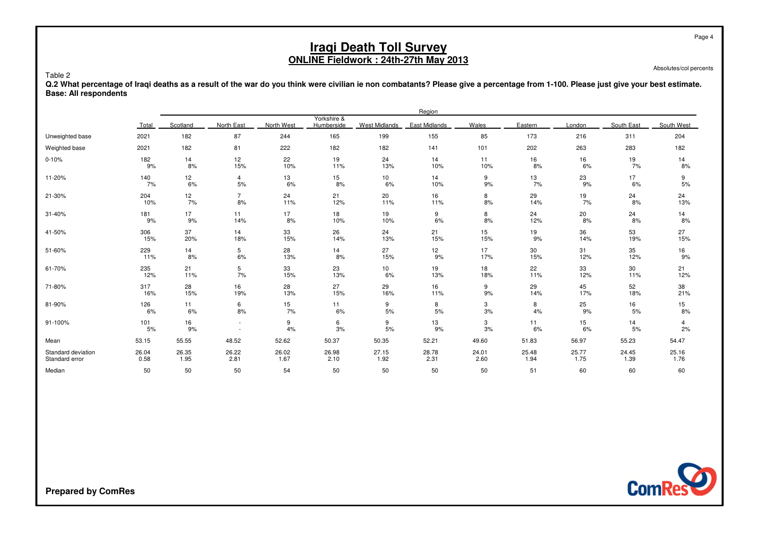# Iraqi Death Toll Survey

## ONLINE Fieldwork : 24th-27th May 2013

Absolutes/col percents

Table 2

**Q.2 What percentage of Iraqi deaths as a result of the war do you think were civilian ie non combatants? Please give a percentage from 1-100. Please just give your best estimate.**
**Base: All respondents**

| | | Region | | | | | | | | | | |
|---|---|---|---|---|---|---|---|---|---|---|---|---|
| | Total | Scotland | North East | North West | Yorkshire & Humberside | West Midlands | East Midlands | Wales | Eastern | London | South East | South West |
| Unweighted base | 2021 | 182 | 87 | 244 | 165 | 199 | 155 | 85 | 173 | 216 | 311 | 204 |
| Weighted base | 2021 | 182 | 81 | 222 | 182 | 182 | 141 | 101 | 202 | 263 | 283 | 182 |
| 0-10% | 182 | 14 | 12 | 22 | 19 | 24 | 14 | 11 | 16 | 16 | 19 | 14 |
| | 9% | 8% | 15% | 10% | 11% | 13% | 10% | 10% | 8% | 6% | 7% | 8% |
| 11-20% | 140 | 12 | 4 | 13 | 15 | 10 | 14 | 9 | 13 | 23 | 17 | 9 |
| | 7% | 6% | 5% | 6% | 8% | 6% | 10% | 9% | 7% | 9% | 6% | 5% |
| 21-30% | 204 | 12 | 7 | 24 | 21 | 20 | 16 | 8 | 29 | 19 | 24 | 24 |
| | 10% | 7% | 8% | 11% | 12% | 11% | 11% | 8% | 14% | 7% | 8% | 13% |
| 31-40% | 181 | 17 | 11 | 17 | 18 | 19 | 9 | 8 | 24 | 20 | 24 | 14 |
| | 9% | 9% | 14% | 8% | 10% | 10% | 6% | 8% | 12% | 8% | 8% | 8% |
| 41-50% | 306 | 37 | 14 | 33 | 26 | 24 | 21 | 15 | 19 | 36 | 53 | 27 |
| | 15% | 20% | 18% | 15% | 14% | 13% | 15% | 15% | 9% | 14% | 19% | 15% |
| 51-60% | 229 | 14 | 5 | 28 | 14 | 27 | 12 | 17 | 30 | 31 | 35 | 16 |
| | 11% | 8% | 6% | 13% | 8% | 15% | 9% | 17% | 15% | 12% | 12% | 9% |
| 61-70% | 235 | 21 | 5 | 33 | 23 | 10 | 19 | 18 | 22 | 33 | 30 | 21 |
| | 12% | 11% | 7% | 15% | 13% | 6% | 13% | 18% | 11% | 12% | 11% | 12% |
| 71-80% | 317 | 28 | 16 | 28 | 27 | 29 | 16 | 9 | 29 | 45 | 52 | 38 |
| | 16% | 15% | 19% | 13% | 15% | 16% | 11% | 9% | 14% | 17% | 18% | 21% |
| 81-90% | 126 | 11 | 6 | 15 | 11 | 9 | 8 | 3 | 8 | 25 | 16 | 15 |
| | 6% | 6% | 8% | 7% | 6% | 5% | 5% | 3% | 4% | 9% | 5% | 8% |
| 91-100% | 101 | 16 | - | 9 | 6 | 9 | 13 | 3 | 11 | 15 | 14 | 4 |
| | 5% | 9% | - | 4% | 3% | 5% | 9% | 3% | 6% | 6% | 5% | 2% |
| Mean | 53.15 | 55.55 | 48.52 | 52.62 | 50.37 | 50.35 | 52.21 | 49.60 | 51.83 | 56.97 | 55.23 | 54.47 |
| Standard deviation | 26.04 | 26.35 | 26.22 | 26.02 | 26.98 | 27.15 | 28.78 | 24.01 | 25.48 | 25.77 | 24.45 | 25.16 |
| Standard error | 0.58 | 1.95 | 2.81 | 1.67 | 2.10 | 1.92 | 2.31 | 2.60 | 1.94 | 1.75 | 1.39 | 1.76 |
| Median | 50 | 50 | 50 | 54 | 50 | 50 | 50 | 50 | 51 | 60 | 60 | 60 |

**Prepared by ComRes**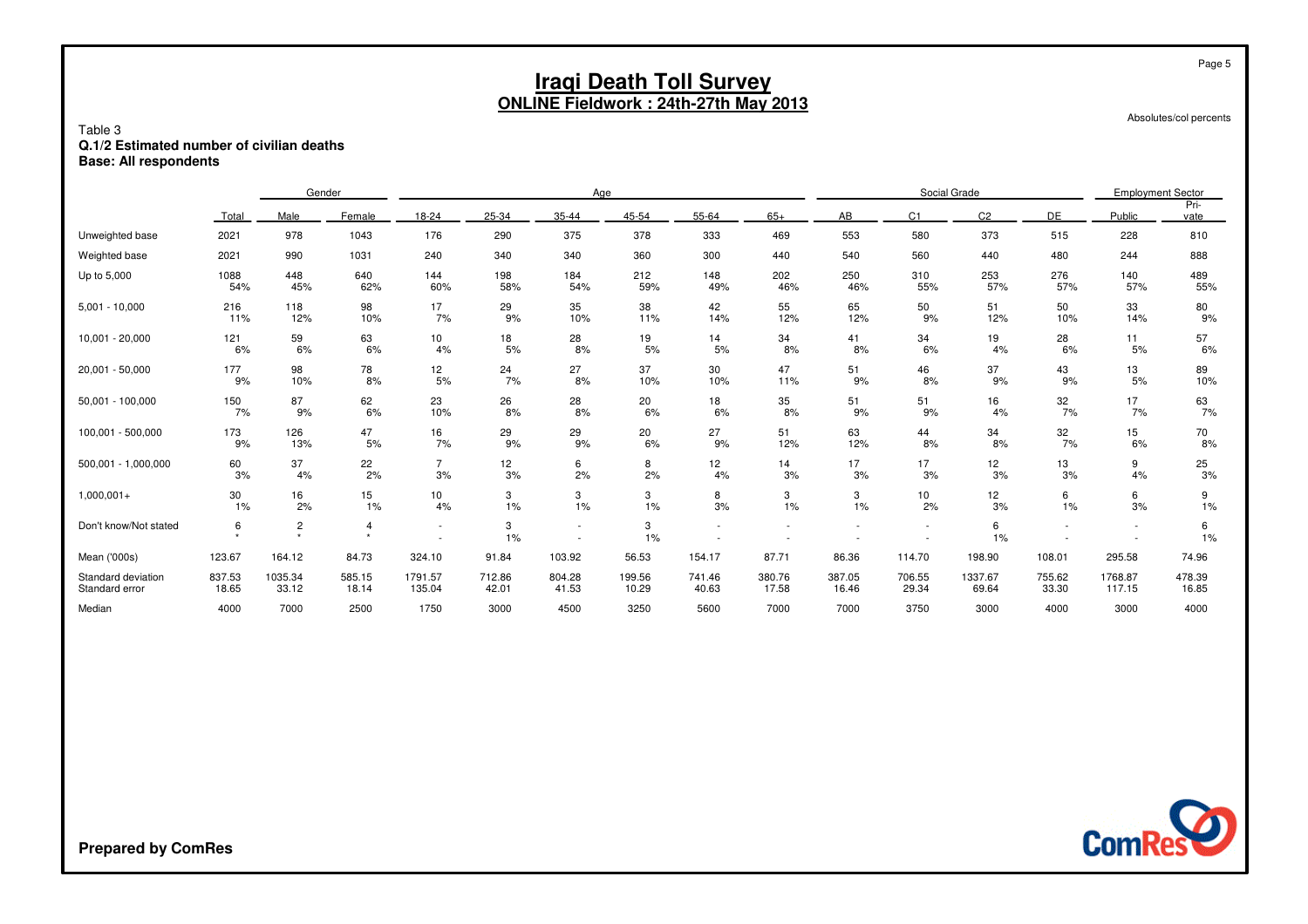# Iraqi Death Toll Survey
## ONLINE Fieldwork : 24th-27th May 2013

Absolutes/col percents

Table 3
**Q.1/2 Estimated number of civilian deaths**
**Base: All respondents**

| | | Gender | | Age | | | | | | Social Grade | | | | Employment Sector | |
|---|---|---|---|---|---|---|---|---|---|---|---|---|---|---|---|
| | Total | Male | Female | 18-24 | 25-34 | 35-44 | 45-54 | 55-64 | 65+ | AB | C1 | C2 | DE | Public | Pri-vate |
| Unweighted base | 2021 | 978 | 1043 | 176 | 290 | 375 | 378 | 333 | 469 | 553 | 580 | 373 | 515 | 228 | 810 |
| Weighted base | 2021 | 990 | 1031 | 240 | 340 | 340 | 360 | 300 | 440 | 540 | 560 | 440 | 480 | 244 | 888 |
| Up to 5,000 | 1088 | 448 | 640 | 144 | 198 | 184 | 212 | 148 | 202 | 250 | 310 | 253 | 276 | 140 | 489 |
| | 54% | 45% | 62% | 60% | 58% | 54% | 59% | 49% | 46% | 46% | 55% | 57% | 57% | 57% | 55% |
| 5,001 - 10,000 | 216 | 118 | 98 | 17 | 29 | 35 | 38 | 42 | 55 | 65 | 50 | 51 | 50 | 33 | 80 |
| | 11% | 12% | 10% | 7% | 9% | 10% | 11% | 14% | 12% | 12% | 9% | 12% | 10% | 14% | 9% |
| 10,001 - 20,000 | 121 | 59 | 63 | 10 | 18 | 28 | 19 | 14 | 34 | 41 | 34 | 19 | 28 | 11 | 57 |
| | 6% | 6% | 6% | 4% | 5% | 8% | 5% | 5% | 8% | 8% | 6% | 4% | 6% | 5% | 6% |
| 20,001 - 50,000 | 177 | 98 | 78 | 12 | 24 | 27 | 37 | 30 | 47 | 51 | 46 | 37 | 43 | 13 | 89 |
| | 9% | 10% | 8% | 5% | 7% | 8% | 10% | 10% | 11% | 9% | 8% | 9% | 9% | 5% | 10% |
| 50,001 - 100,000 | 150 | 87 | 62 | 23 | 26 | 28 | 20 | 18 | 35 | 51 | 51 | 16 | 32 | 17 | 63 |
| | 7% | 9% | 6% | 10% | 8% | 8% | 6% | 6% | 8% | 9% | 9% | 4% | 7% | 7% | 7% |
| 100,001 - 500,000 | 173 | 126 | 47 | 16 | 29 | 29 | 20 | 27 | 51 | 63 | 44 | 34 | 32 | 15 | 70 |
| | 9% | 13% | 5% | 7% | 9% | 9% | 6% | 9% | 12% | 12% | 8% | 8% | 7% | 6% | 8% |
| 500,001 - 1,000,000 | 60 | 37 | 22 | 7 | 12 | 6 | 8 | 12 | 14 | 17 | 17 | 12 | 13 | 9 | 25 |
| | 3% | 4% | 2% | 3% | 3% | 2% | 2% | 4% | 3% | 3% | 3% | 3% | 3% | 4% | 3% |
| 1,000,001+ | 30 | 16 | 15 | 10 | 3 | 3 | 3 | 8 | 3 | 3 | 10 | 12 | 6 | 6 | 9 |
| | 1% | 2% | 1% | 4% | 1% | 1% | 1% | 3% | 1% | 1% | 2% | 3% | 1% | 3% | 1% |
| Don't know/Not stated | 6 | 2 | 4 | - | 3 | - | 3 | - | - | - | - | 6 | - | - | 6 |
| | * | * | * | - | 1% | - | 1% | - | - | - | - | 1% | - | - | 1% |
| Mean ('000s) | 123.67 | 164.12 | 84.73 | 324.10 | 91.84 | 103.92 | 56.53 | 154.17 | 87.71 | 86.36 | 114.70 | 198.90 | 108.01 | 295.58 | 74.96 |
| Standard deviation | 837.53 | 1035.34 | 585.15 | 1791.57 | 712.86 | 804.28 | 199.56 | 741.46 | 380.76 | 387.05 | 706.55 | 1337.67 | 755.62 | 1768.87 | 478.39 |
| Standard error | 18.65 | 33.12 | 18.14 | 135.04 | 42.01 | 41.53 | 10.29 | 40.63 | 17.58 | 16.46 | 29.34 | 69.64 | 33.30 | 117.15 | 16.85 |
| Median | 4000 | 7000 | 2500 | 1750 | 3000 | 4500 | 3250 | 5600 | 7000 | 7000 | 3750 | 3000 | 4000 | 3000 | 4000 |

**Prepared by ComRes**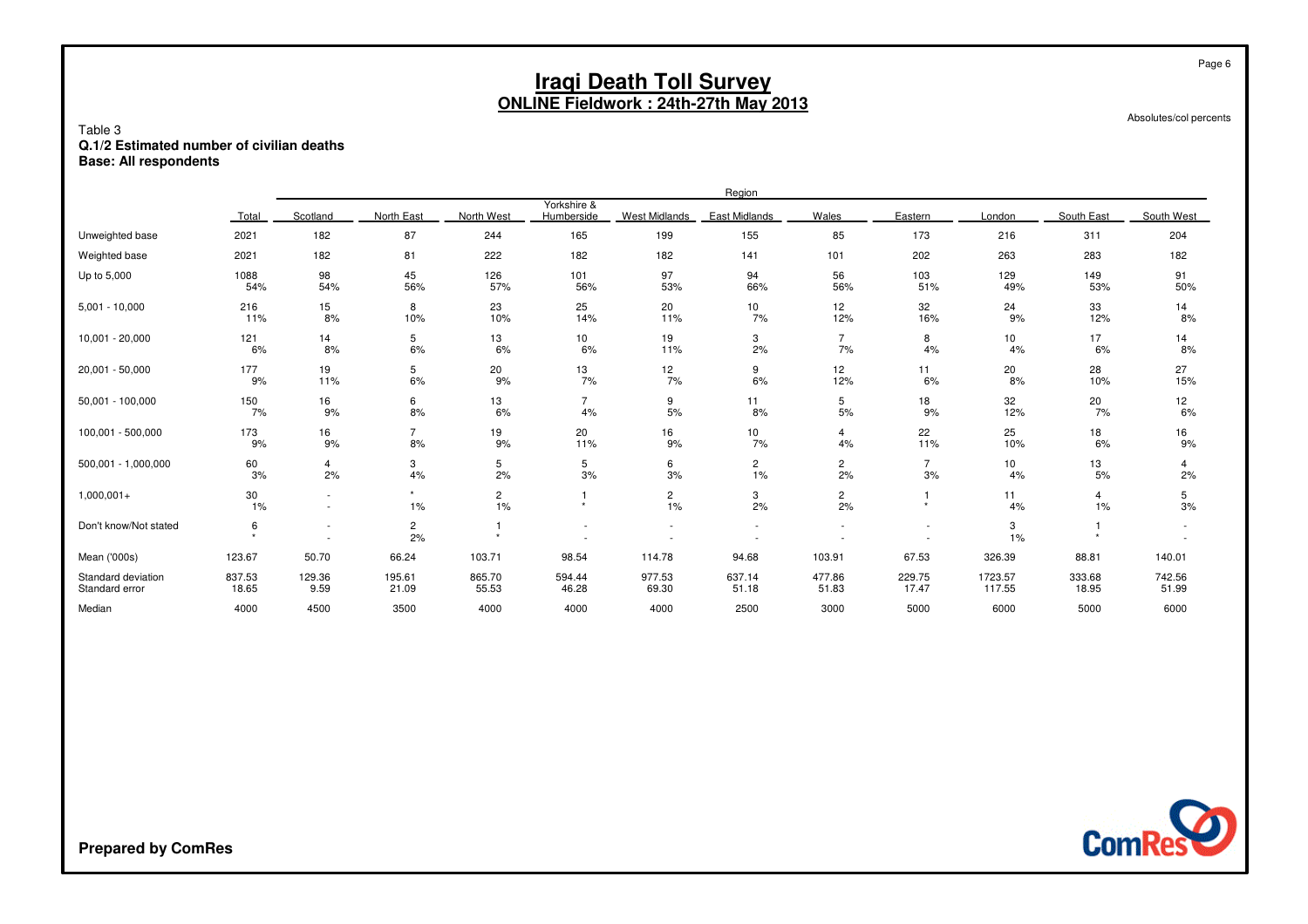# Iraqi Death Toll Survey

**ONLINE Fieldwork : 24th-27th May 2013**

Absolutes/col percents

Table 3
**Q.1/2 Estimated number of civilian deaths**
**Base: All respondents**

| | | Region | | | | | | | | | | |
|---|---|---|---|---|---|---|---|---|---|---|---|---|
| | Total | Scotland | North East | North West | Yorkshire & Humberside | West Midlands | East Midlands | Wales | Eastern | London | South East | South West |
| Unweighted base | 2021 | 182 | 87 | 244 | 165 | 199 | 155 | 85 | 173 | 216 | 311 | 204 |
| Weighted base | 2021 | 182 | 81 | 222 | 182 | 182 | 141 | 101 | 202 | 263 | 283 | 182 |
| Up to 5,000 | 1088<br>54% | 98<br>54% | 45<br>56% | 126<br>57% | 101<br>56% | 97<br>53% | 94<br>66% | 56<br>56% | 103<br>51% | 129<br>49% | 149<br>53% | 91<br>50% |
| 5,001 - 10,000 | 216<br>11% | 15<br>8% | 8<br>10% | 23<br>10% | 25<br>14% | 20<br>11% | 10<br>7% | 12<br>12% | 32<br>16% | 24<br>9% | 33<br>12% | 14<br>8% |
| 10,001 - 20,000 | 121<br>6% | 14<br>8% | 5<br>6% | 13<br>6% | 10<br>6% | 19<br>11% | 3<br>2% | 7<br>7% | 8<br>4% | 10<br>4% | 17<br>6% | 14<br>8% |
| 20,001 - 50,000 | 177<br>9% | 19<br>11% | 5<br>6% | 20<br>9% | 13<br>7% | 12<br>7% | 9<br>6% | 12<br>12% | 11<br>6% | 20<br>8% | 28<br>10% | 27<br>15% |
| 50,001 - 100,000 | 150<br>7% | 16<br>9% | 6<br>8% | 13<br>6% | 7<br>4% | 9<br>5% | 11<br>8% | 5<br>5% | 18<br>9% | 32<br>12% | 20<br>7% | 12<br>6% |
| 100,001 - 500,000 | 173<br>9% | 16<br>9% | 7<br>8% | 19<br>9% | 20<br>11% | 16<br>9% | 10<br>7% | 4<br>4% | 22<br>11% | 25<br>10% | 18<br>6% | 16<br>9% |
| 500,001 - 1,000,000 | 60<br>3% | 4<br>2% | 3<br>4% | 5<br>2% | 5<br>3% | 6<br>3% | 2<br>1% | 2<br>2% | 7<br>3% | 10<br>4% | 13<br>5% | 4<br>2% |
| 1,000,001+ | 30<br>1% | -<br>- | *<br>1% | 2<br>1% | 1<br>* | 2<br>1% | 3<br>2% | 2<br>2% | 1<br>* | 11<br>4% | 4<br>1% | 5<br>3% |
| Don't know/Not stated | 6<br>* | -<br>- | 2<br>2% | 1<br>* | -<br>- | -<br>- | -<br>- | -<br>- | -<br>- | 3<br>1% | 1<br>* | -<br>- |
| Mean ('000s) | 123.67 | 50.70 | 66.24 | 103.71 | 98.54 | 114.78 | 94.68 | 103.91 | 67.53 | 326.39 | 88.81 | 140.01 |
| Standard deviation | 837.53 | 129.36 | 195.61 | 865.70 | 594.44 | 977.53 | 637.14 | 477.86 | 229.75 | 1723.57 | 333.68 | 742.56 |
| Standard error | 18.65 | 9.59 | 21.09 | 55.53 | 46.28 | 69.30 | 51.18 | 51.83 | 17.47 | 117.55 | 18.95 | 51.99 |
| Median | 4000 | 4500 | 3500 | 4000 | 4000 | 4000 | 2500 | 3000 | 5000 | 6000 | 5000 | 6000 |

**Prepared by ComRes**